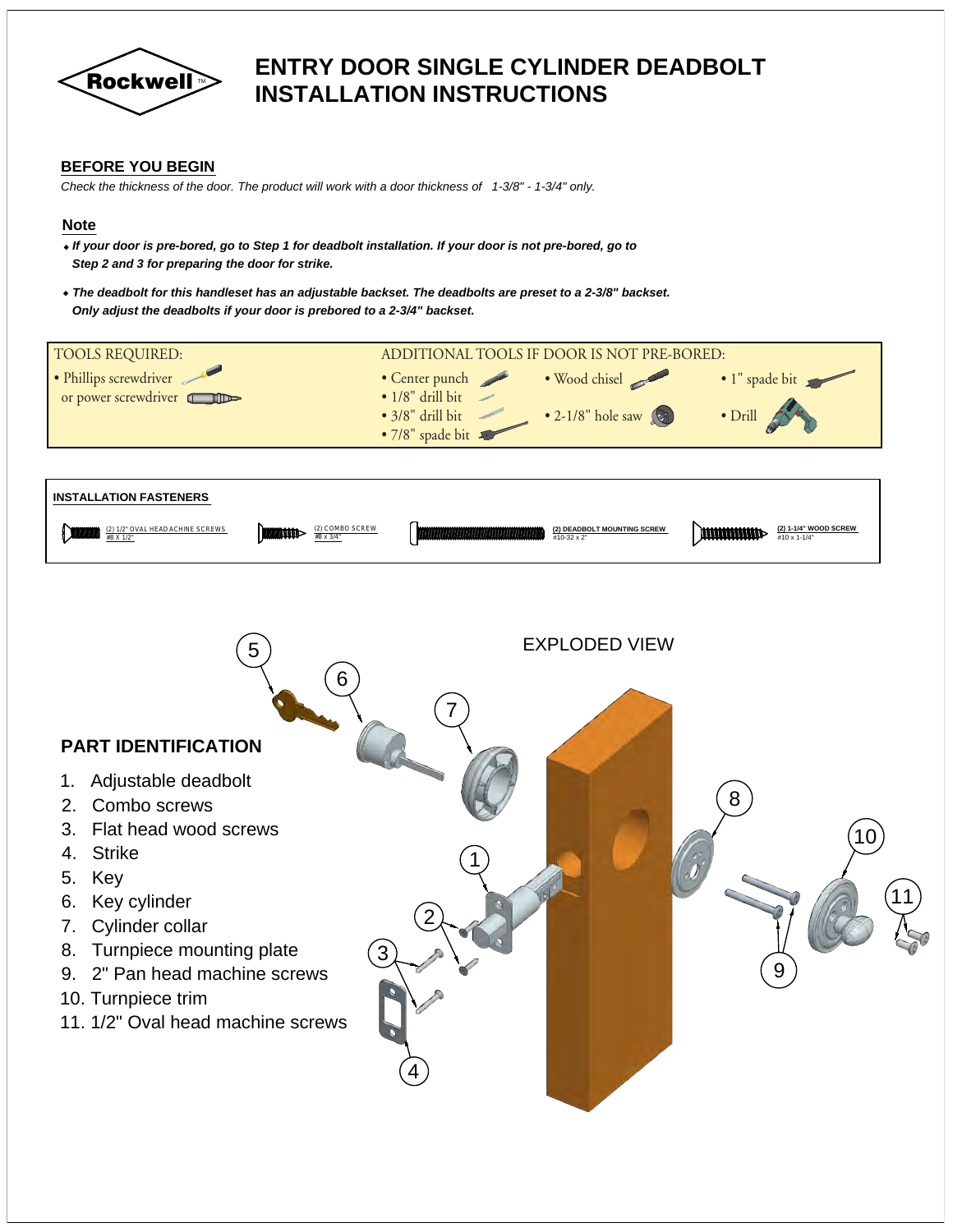# ENTRY DOOR SINGLE CYLINDER DEADBOLT INSTALLATION INSTRUCTIONS

Rockwell™

## BEFORE YOU BEGIN

*Check the thickness of the door. The product will work with a door thickness of 1-3/8" - 1-3/4" only.*

## Note

- ***If your door is pre-bored, go to Step 1 for deadbolt installation. If your door is not pre-bored, go to Step 2 and 3 for preparing the door for strike.***
- ***The deadbolt for this handleset has an adjustable backset. The deadbolts are preset to a 2-3/8" backset. Only adjust the deadbolts if your door is prebored to a 2-3/4" backset.***

**TOOLS REQUIRED:**

- Phillips screwdriver or power screwdriver

**ADDITIONAL TOOLS IF DOOR IS NOT PRE-BORED:**

- Center punch
- 1/8" drill bit
- 3/8" drill bit
- 7/8" spade bit
- Wood chisel
- 2-1/8" hole saw
- 1" spade bit
- Drill

**INSTALLATION FASTENERS**

- (2) 1/2" OVAL HEAD ACHINE SCREWS #8 X 1/2"
- (2) COMBO SCREW #8 x 3/4"
- (2) DEADBOLT MOUNTING SCREW #10-32 x 2"
- (2) 1-1/4" WOOD SCREW #10 x 1-1/4"

EXPLODED VIEW

## PART IDENTIFICATION

1. Adjustable deadbolt
2. Combo screws
3. Flat head wood screws
4. Strike
5. Key
6. Key cylinder
7. Cylinder collar
8. Turnpiece mounting plate
9. 2" Pan head machine screws
10. Turnpiece trim
11. 1/2" Oval head machine screws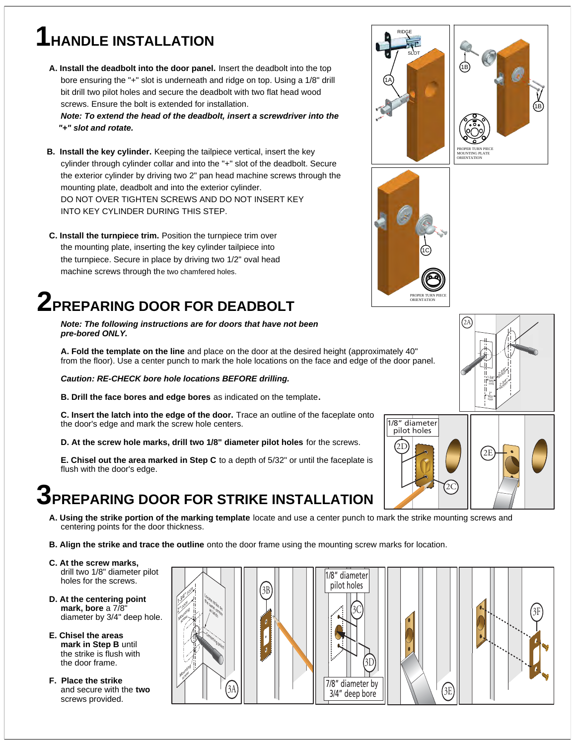# 1 HANDLE INSTALLATION

**A. Install the deadbolt into the door panel.** Insert the deadbolt into the top bore ensuring the "+" slot is underneath and ridge on top. Using a 1/8" drill bit drill two pilot holes and secure the deadbolt with two flat head wood screws. Ensure the bolt is extended for installation.
***Note: To extend the head of the deadbolt, insert a screwdriver into the "+" slot and rotate.***

**B. Install the key cylinder.** Keeping the tailpiece vertical, insert the key cylinder through cylinder collar and into the "+" slot of the deadbolt. Secure the exterior cylinder by driving two 2" pan head machine screws through the mounting plate, deadbolt and into the exterior cylinder.
DO NOT OVER TIGHTEN SCREWS AND DO NOT INSERT KEY INTO KEY CYLINDER DURING THIS STEP.

**C. Install the turnpiece trim.** Position the turnpiece trim over the mounting plate, inserting the key cylinder tailpiece into the turnpiece. Secure in place by driving two 1/2" oval head machine screws through the two chamfered holes.

RIDGE
SLOT
1A
1B
1B
PROPER TURN PIECE MOUNTING PLATE ORIENTATION
1C
PROPER TURN PIECE ORIENTATION

# 2 PREPARING DOOR FOR DEADBOLT

***Note: The following instructions are for doors that have not been pre-bored ONLY.***

**A. Fold the template on the line** and place on the door at the desired height (approximately 40" from the floor). Use a center punch to mark the hole locations on the face and edge of the door panel.

***Caution: RE-CHECK bore hole locations BEFORE drilling.***

**B. Drill the face bores and edge bores** as indicated on the template.

**C. Insert the latch into the edge of the door.** Trace an outline of the faceplate onto the door's edge and mark the screw hole centers.

**D. At the screw hole marks, drill two 1/8" diameter pilot holes** for the screws.

**E. Chisel out the area marked in Step C** to a depth of 5/32" or until the faceplate is flush with the door's edge.

2A
1/8" diameter pilot holes
2D
2C
2E

# 3 PREPARING DOOR FOR STRIKE INSTALLATION

**A. Using the strike portion of the marking template** locate and use a center punch to mark the strike mounting screws and centering points for the door thickness.

**B. Align the strike and trace the outline** onto the door frame using the mounting screw marks for location.

**C. At the screw marks,** drill two 1/8" diameter pilot holes for the screws.

**D. At the centering point mark, bore** a 7/8" diameter by 3/4" deep hole.

**E. Chisel the areas mark in Step B** until the strike is flush with the door frame.

**F. Place the strike** and secure with the **two** screws provided.

3A
3B
1/8" diameter pilot holes
3C
3D
7/8" diameter by 3/4" deep bore
3E
3F